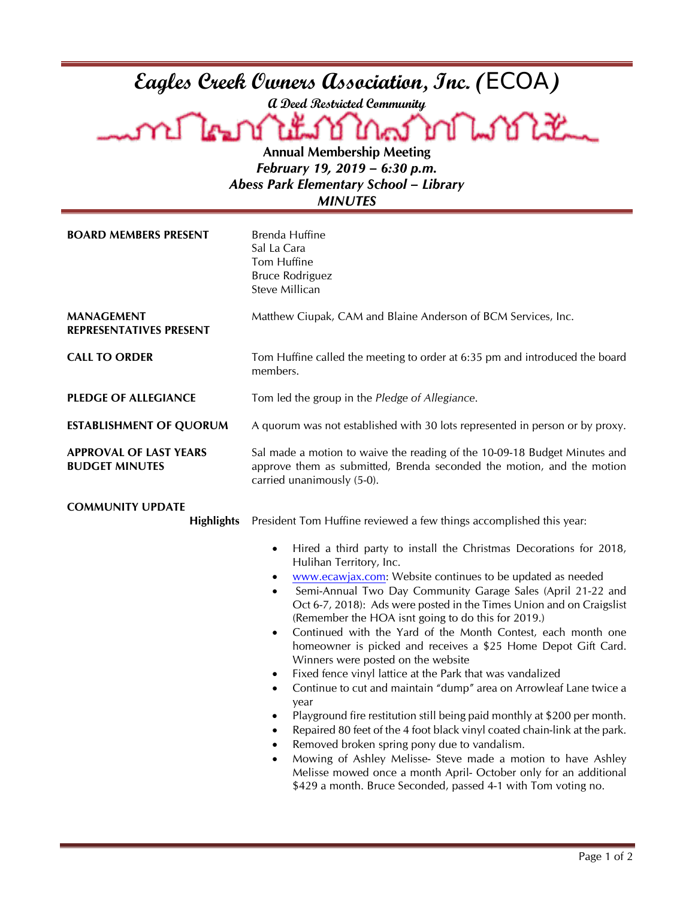# Eagles Creek Owners Association, Inc. (ECOA)

*A Deed Restricted Community*

**Annual Membership Meeting**
***February 19, 2019 – 6:30 p.m.***
***Abess Park Elementary School – Library***
***MINUTES***

**BOARD MEMBERS PRESENT**
Brenda Huffine
Sal La Cara
Tom Huffine
Bruce Rodriguez
Steve Millican

**MANAGEMENT REPRESENTATIVES PRESENT**
Matthew Ciupak, CAM and Blaine Anderson of BCM Services, Inc.

**CALL TO ORDER**
Tom Huffine called the meeting to order at 6:35 pm and introduced the board members.

**PLEDGE OF ALLEGIANCE**
Tom led the group in the *Pledge of Allegiance*.

**ESTABLISHMENT OF QUORUM**
A quorum was not established with 30 lots represented in person or by proxy.

**APPROVAL OF LAST YEARS BUDGET MINUTES**
Sal made a motion to waive the reading of the 10-09-18 Budget Minutes and approve them as submitted, Brenda seconded the motion, and the motion carried unanimously (5-0).

**COMMUNITY UPDATE**

**Highlights**
President Tom Huffine reviewed a few things accomplished this year:

- Hired a third party to install the Christmas Decorations for 2018, Hulihan Territory, Inc.
- www.ecawjax.com: Website continues to be updated as needed
- Semi-Annual Two Day Community Garage Sales (April 21-22 and Oct 6-7, 2018): Ads were posted in the Times Union and on Craigslist (Remember the HOA isnt going to do this for 2019.)
- Continued with the Yard of the Month Contest, each month one homeowner is picked and receives a $25 Home Depot Gift Card. Winners were posted on the website
- Fixed fence vinyl lattice at the Park that was vandalized
- Continue to cut and maintain "dump" area on Arrowleaf Lane twice a year
- Playground fire restitution still being paid monthly at $200 per month.
- Repaired 80 feet of the 4 foot black vinyl coated chain-link at the park.
- Removed broken spring pony due to vandalism.
- Mowing of Ashley Melisse- Steve made a motion to have Ashley Melisse mowed once a month April- October only for an additional $429 a month. Bruce Seconded, passed 4-1 with Tom voting no.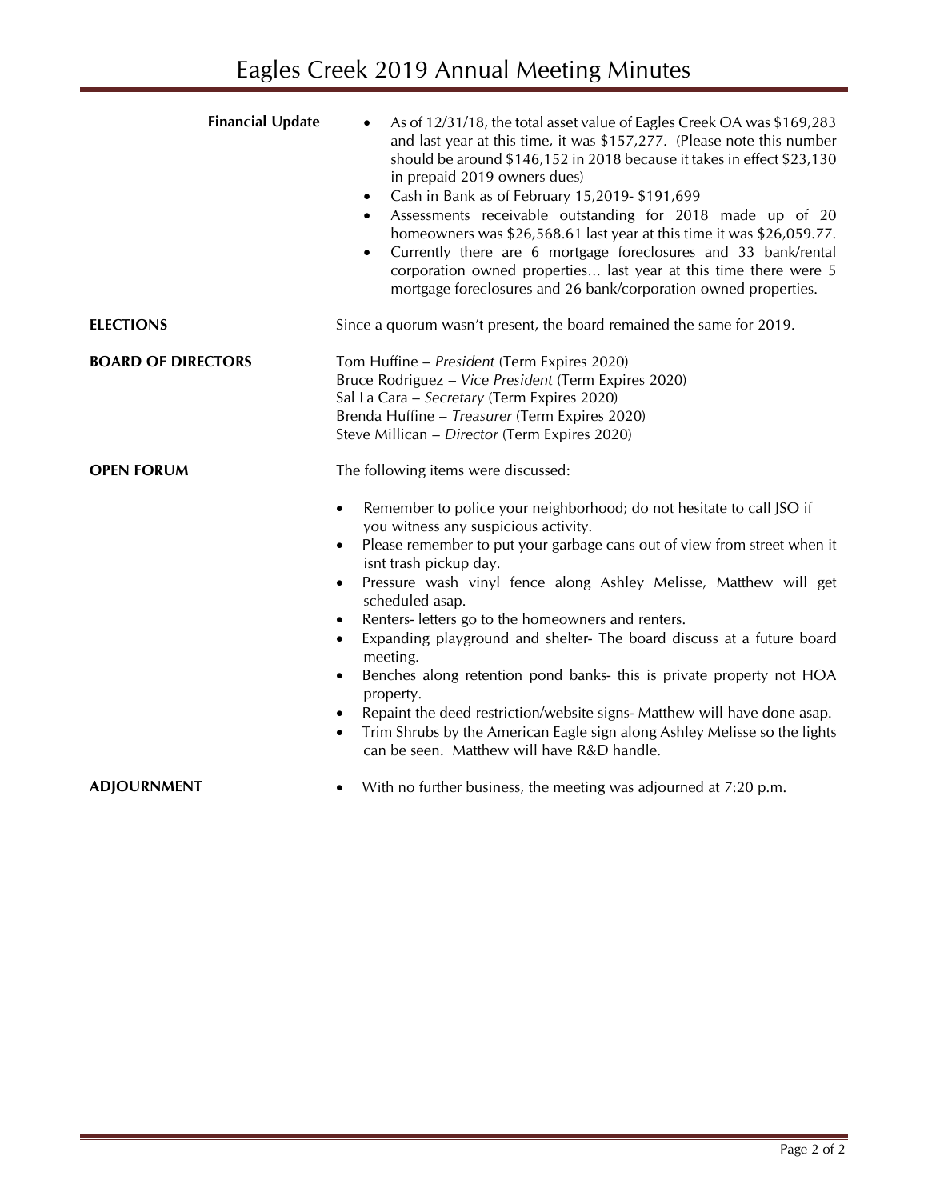# Eagles Creek 2019 Annual Meeting Minutes

**Financial Update**

- As of 12/31/18, the total asset value of Eagles Creek OA was $169,283 and last year at this time, it was $157,277. (Please note this number should be around $146,152 in 2018 because it takes in effect $23,130 in prepaid 2019 owners dues)
- Cash in Bank as of February 15,2019- $191,699
- Assessments receivable outstanding for 2018 made up of 20 homeowners was $26,568.61 last year at this time it was $26,059.77.
- Currently there are 6 mortgage foreclosures and 33 bank/rental corporation owned properties… last year at this time there were 5 mortgage foreclosures and 26 bank/corporation owned properties.

**ELECTIONS**

Since a quorum wasn't present, the board remained the same for 2019.

**BOARD OF DIRECTORS**

Tom Huffine – *President* (Term Expires 2020)
Bruce Rodriguez – *Vice President* (Term Expires 2020)
Sal La Cara – *Secretary* (Term Expires 2020)
Brenda Huffine – *Treasurer* (Term Expires 2020)
Steve Millican – *Director* (Term Expires 2020)

**OPEN FORUM**

The following items were discussed:

- Remember to police your neighborhood; do not hesitate to call JSO if you witness any suspicious activity.
- Please remember to put your garbage cans out of view from street when it isnt trash pickup day.
- Pressure wash vinyl fence along Ashley Melisse, Matthew will get scheduled asap.
- Renters- letters go to the homeowners and renters.
- Expanding playground and shelter- The board discuss at a future board meeting.
- Benches along retention pond banks- this is private property not HOA property.
- Repaint the deed restriction/website signs- Matthew will have done asap.
- Trim Shrubs by the American Eagle sign along Ashley Melisse so the lights can be seen. Matthew will have R&D handle.

**ADJOURNMENT**

- With no further business, the meeting was adjourned at 7:20 p.m.